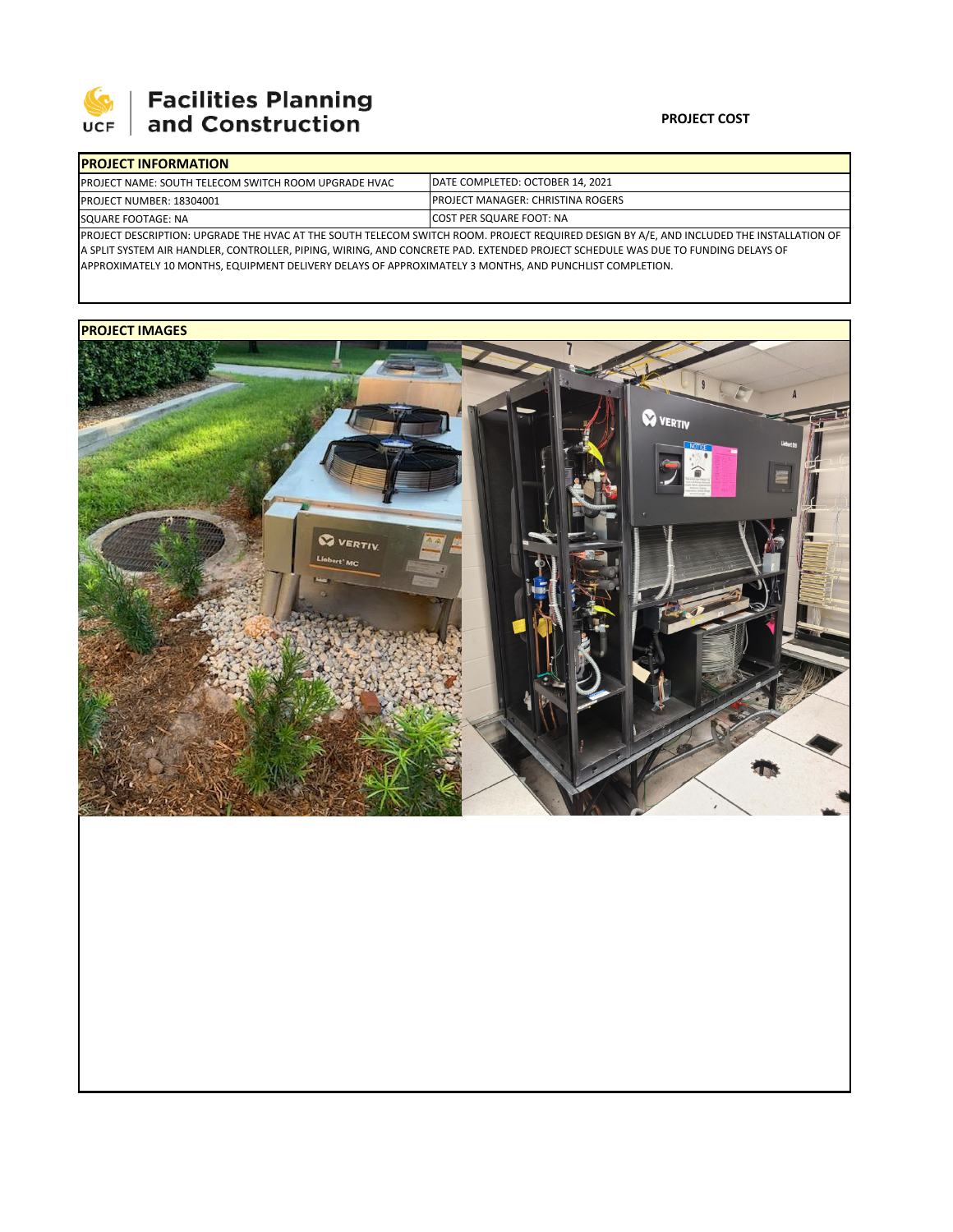# Facilities Planning and Construction

**PROJECT COST**

## PROJECT INFORMATION

| | |
|---|---|
| PROJECT NAME: SOUTH TELECOM SWITCH ROOM UPGRADE HVAC | DATE COMPLETED: OCTOBER 14, 2021 |
| PROJECT NUMBER: 18304001 | PROJECT MANAGER: CHRISTINA ROGERS |
| SQUARE FOOTAGE: NA | COST PER SQUARE FOOT: NA |

PROJECT DESCRIPTION: UPGRADE THE HVAC AT THE SOUTH TELECOM SWITCH ROOM. PROJECT REQUIRED DESIGN BY A/E, AND INCLUDED THE INSTALLATION OF A SPLIT SYSTEM AIR HANDLER, CONTROLLER, PIPING, WIRING, AND CONCRETE PAD. EXTENDED PROJECT SCHEDULE WAS DUE TO FUNDING DELAYS OF APPROXIMATELY 10 MONTHS, EQUIPMENT DELIVERY DELAYS OF APPROXIMATELY 3 MONTHS, AND PUNCHLIST COMPLETION.

## PROJECT IMAGES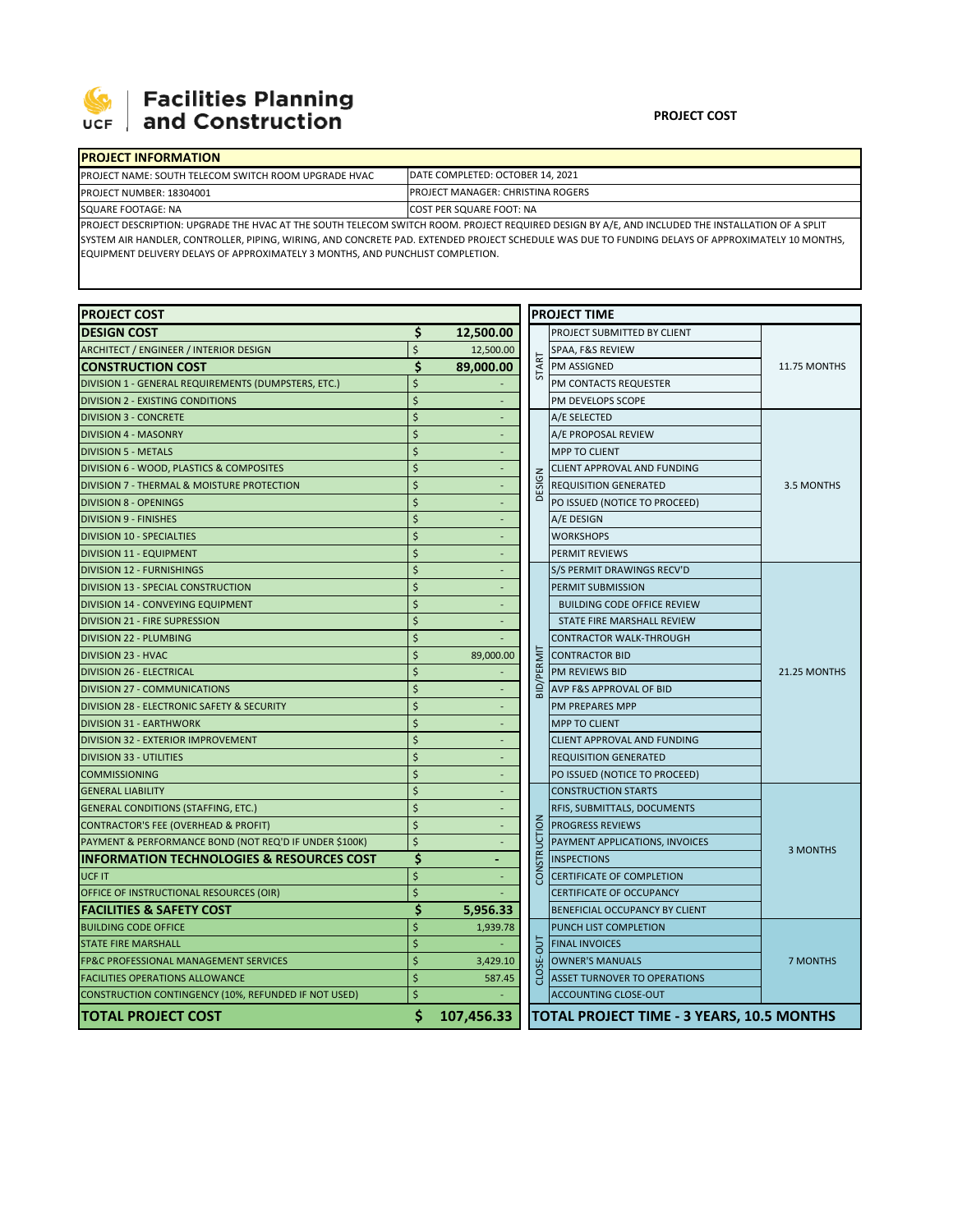**Facilities Planning and Construction**

UCF

**PROJECT COST**

| **PROJECT INFORMATION** | |
|---|---|
| PROJECT NAME: SOUTH TELECOM SWITCH ROOM UPGRADE HVAC | DATE COMPLETED: OCTOBER 14, 2021 |
| PROJECT NUMBER: 18304001 | PROJECT MANAGER: CHRISTINA ROGERS |
| SQUARE FOOTAGE: NA | COST PER SQUARE FOOT: NA |

PROJECT DESCRIPTION: UPGRADE THE HVAC AT THE SOUTH TELECOM SWITCH ROOM. PROJECT REQUIRED DESIGN BY A/E, AND INCLUDED THE INSTALLATION OF A SPLIT SYSTEM AIR HANDLER, CONTROLLER, PIPING, WIRING, AND CONCRETE PAD. EXTENDED PROJECT SCHEDULE WAS DUE TO FUNDING DELAYS OF APPROXIMATELY 10 MONTHS, EQUIPMENT DELIVERY DELAYS OF APPROXIMATELY 3 MONTHS, AND PUNCHLIST COMPLETION.

| **PROJECT COST** | | |
|---|---|---|
| **DESIGN COST** | **$** | **12,500.00** |
| ARCHITECT / ENGINEER / INTERIOR DESIGN | $ | 12,500.00 |
| **CONSTRUCTION COST** | **$** | **89,000.00** |
| DIVISION 1 - GENERAL REQUIREMENTS (DUMPSTERS, ETC.) | $ | - |
| DIVISION 2 - EXISTING CONDITIONS | $ | - |
| DIVISION 3 - CONCRETE | $ | - |
| DIVISION 4 - MASONRY | $ | - |
| DIVISION 5 - METALS | $ | - |
| DIVISION 6 - WOOD, PLASTICS & COMPOSITES | $ | - |
| DIVISION 7 - THERMAL & MOISTURE PROTECTION | $ | - |
| DIVISION 8 - OPENINGS | $ | - |
| DIVISION 9 - FINISHES | $ | - |
| DIVISION 10 - SPECIALTIES | $ | - |
| DIVISION 11 - EQUIPMENT | $ | - |
| DIVISION 12 - FURNISHINGS | $ | - |
| DIVISION 13 - SPECIAL CONSTRUCTION | $ | - |
| DIVISION 14 - CONVEYING EQUIPMENT | $ | - |
| DIVISION 21 - FIRE SUPRESSION | $ | - |
| DIVISION 22 - PLUMBING | $ | - |
| DIVISION 23 - HVAC | $ | 89,000.00 |
| DIVISION 26 - ELECTRICAL | $ | - |
| DIVISION 27 - COMMUNICATIONS | $ | - |
| DIVISION 28 - ELECTRONIC SAFETY & SECURITY | $ | - |
| DIVISION 31 - EARTHWORK | $ | - |
| DIVISION 32 - EXTERIOR IMPROVEMENT | $ | - |
| DIVISION 33 - UTILITIES | $ | - |
| COMMISSIONING | $ | - |
| GENERAL LIABILITY | $ | - |
| GENERAL CONDITIONS (STAFFING, ETC.) | $ | - |
| CONTRACTOR'S FEE (OVERHEAD & PROFIT) | $ | - |
| PAYMENT & PERFORMANCE BOND (NOT REQ'D IF UNDER $100K) | $ | - |
| **INFORMATION TECHNOLOGIES & RESOURCES COST** | **$** | **-** |
| UCF IT | $ | - |
| OFFICE OF INSTRUCTIONAL RESOURCES (OIR) | $ | - |
| **FACILITIES & SAFETY COST** | **$** | **5,956.33** |
| BUILDING CODE OFFICE | $ | 1,939.78 |
| STATE FIRE MARSHALL | $ | - |
| FP&C PROFESSIONAL MANAGEMENT SERVICES | $ | 3,429.10 |
| FACILITIES OPERATIONS ALLOWANCE | $ | 587.45 |
| CONSTRUCTION CONTINGENCY (10%, REFUNDED IF NOT USED) | $ | - |
| **TOTAL PROJECT COST** | **$** | **107,456.33** |

| **PROJECT TIME** | | |
|---|---|---|
| START | PROJECT SUBMITTED BY CLIENT | 11.75 MONTHS |
| | SPAA, F&S REVIEW | |
| | PM ASSIGNED | |
| | PM CONTACTS REQUESTER | |
| | PM DEVELOPS SCOPE | |
| DESIGN | A/E SELECTED | 3.5 MONTHS |
| | A/E PROPOSAL REVIEW | |
| | MPP TO CLIENT | |
| | CLIENT APPROVAL AND FUNDING | |
| | REQUISITION GENERATED | |
| | PO ISSUED (NOTICE TO PROCEED) | |
| | A/E DESIGN | |
| | WORKSHOPS | |
| | PERMIT REVIEWS | |
| BID/PERMIT | S/S PERMIT DRAWINGS RECV'D | 21.25 MONTHS |
| | PERMIT SUBMISSION | |
| | BUILDING CODE OFFICE REVIEW | |
| | STATE FIRE MARSHALL REVIEW | |
| | CONTRACTOR WALK-THROUGH | |
| | CONTRACTOR BID | |
| | PM REVIEWS BID | |
| | AVP F&S APPROVAL OF BID | |
| | PM PREPARES MPP | |
| | MPP TO CLIENT | |
| | CLIENT APPROVAL AND FUNDING | |
| | REQUISITION GENERATED | |
| | PO ISSUED (NOTICE TO PROCEED) | |
| CONSTRUCTION | CONSTRUCTION STARTS | 3 MONTHS |
| | RFIS, SUBMITTALS, DOCUMENTS | |
| | PROGRESS REVIEWS | |
| | PAYMENT APPLICATIONS, INVOICES | |
| | INSPECTIONS | |
| | CERTIFICATE OF COMPLETION | |
| | CERTIFICATE OF OCCUPANCY | |
| | BENEFICIAL OCCUPANCY BY CLIENT | |
| CLOSE-OUT | PUNCH LIST COMPLETION | 7 MONTHS |
| | FINAL INVOICES | |
| | OWNER'S MANUALS | |
| | ASSET TURNOVER TO OPERATIONS | |
| | ACCOUNTING CLOSE-OUT | |
| **TOTAL PROJECT TIME - 3 YEARS, 10.5 MONTHS** | | |